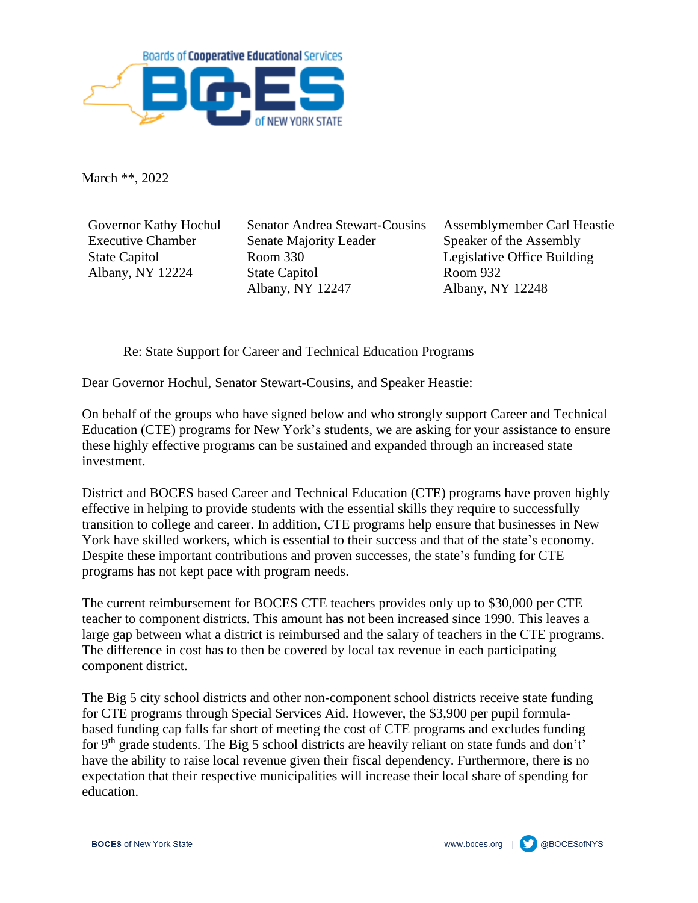March **, 2022

Governor Kathy Hochul
Executive Chamber
State Capitol
Albany, NY 12224

Senator Andrea Stewart-Cousins
Senate Majority Leader
Room 330
State Capitol
Albany, NY 12247

Assemblymember Carl Heastie
Speaker of the Assembly
Legislative Office Building
Room 932
Albany, NY 12248

Re: State Support for Career and Technical Education Programs

Dear Governor Hochul, Senator Stewart-Cousins, and Speaker Heastie:

On behalf of the groups who have signed below and who strongly support Career and Technical Education (CTE) programs for New York's students, we are asking for your assistance to ensure these highly effective programs can be sustained and expanded through an increased state investment.

District and BOCES based Career and Technical Education (CTE) programs have proven highly effective in helping to provide students with the essential skills they require to successfully transition to college and career. In addition, CTE programs help ensure that businesses in New York have skilled workers, which is essential to their success and that of the state's economy. Despite these important contributions and proven successes, the state's funding for CTE programs has not kept pace with program needs.

The current reimbursement for BOCES CTE teachers provides only up to $30,000 per CTE teacher to component districts. This amount has not been increased since 1990. This leaves a large gap between what a district is reimbursed and the salary of teachers in the CTE programs. The difference in cost has to then be covered by local tax revenue in each participating component district.

The Big 5 city school districts and other non-component school districts receive state funding for CTE programs through Special Services Aid. However, the $3,900 per pupil formula-based funding cap falls far short of meeting the cost of CTE programs and excludes funding for 9th grade students. The Big 5 school districts are heavily reliant on state funds and don't' have the ability to raise local revenue given their fiscal dependency. Furthermore, there is no expectation that their respective municipalities will increase their local share of spending for education.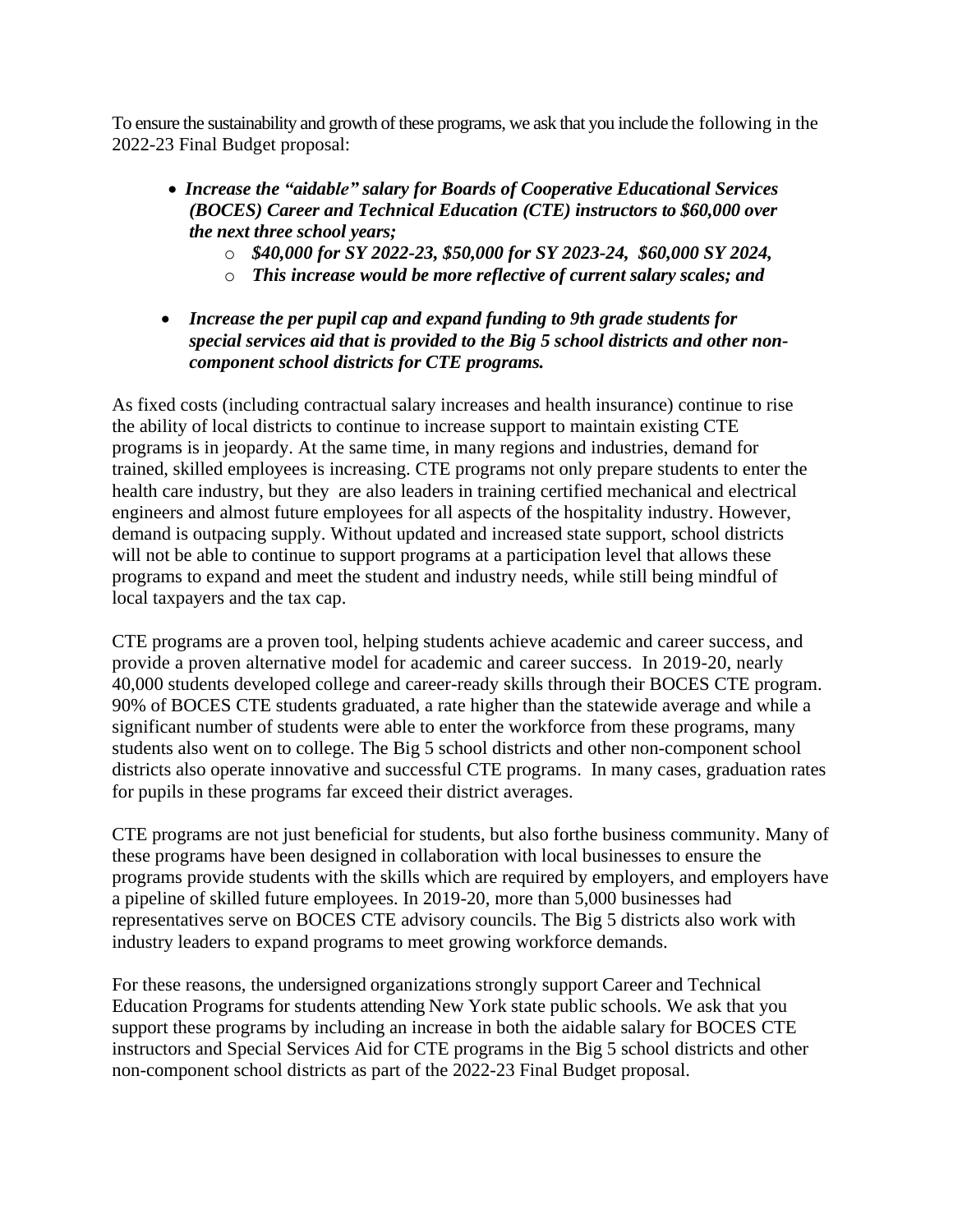To ensure the sustainability and growth of these programs, we ask that you include the following in the 2022-23 Final Budget proposal:

- ***Increase the "aidable" salary for Boards of Cooperative Educational Services (BOCES) Career and Technical Education (CTE) instructors to $60,000 over the next three school years;***
    - ***$40,000 for SY 2022-23, $50,000 for SY 2023-24, $60,000 SY 2024,***
    - ***This increase would be more reflective of current salary scales; and***
- ***Increase the per pupil cap and expand funding to 9th grade students for special services aid that is provided to the Big 5 school districts and other non-component school districts for CTE programs.***

As fixed costs (including contractual salary increases and health insurance) continue to rise the ability of local districts to continue to increase support to maintain existing CTE programs is in jeopardy. At the same time, in many regions and industries, demand for trained, skilled employees is increasing. CTE programs not only prepare students to enter the health care industry, but they are also leaders in training certified mechanical and electrical engineers and almost future employees for all aspects of the hospitality industry. However, demand is outpacing supply. Without updated and increased state support, school districts will not be able to continue to support programs at a participation level that allows these programs to expand and meet the student and industry needs, while still being mindful of local taxpayers and the tax cap.

CTE programs are a proven tool, helping students achieve academic and career success, and provide a proven alternative model for academic and career success. In 2019-20, nearly 40,000 students developed college and career-ready skills through their BOCES CTE program. 90% of BOCES CTE students graduated, a rate higher than the statewide average and while a significant number of students were able to enter the workforce from these programs, many students also went on to college. The Big 5 school districts and other non-component school districts also operate innovative and successful CTE programs. In many cases, graduation rates for pupils in these programs far exceed their district averages.

CTE programs are not just beneficial for students, but also forthe business community. Many of these programs have been designed in collaboration with local businesses to ensure the programs provide students with the skills which are required by employers, and employers have a pipeline of skilled future employees. In 2019-20, more than 5,000 businesses had representatives serve on BOCES CTE advisory councils. The Big 5 districts also work with industry leaders to expand programs to meet growing workforce demands.

For these reasons, the undersigned organizations strongly support Career and Technical Education Programs for students attending New York state public schools. We ask that you support these programs by including an increase in both the aidable salary for BOCES CTE instructors and Special Services Aid for CTE programs in the Big 5 school districts and other non-component school districts as part of the 2022-23 Final Budget proposal.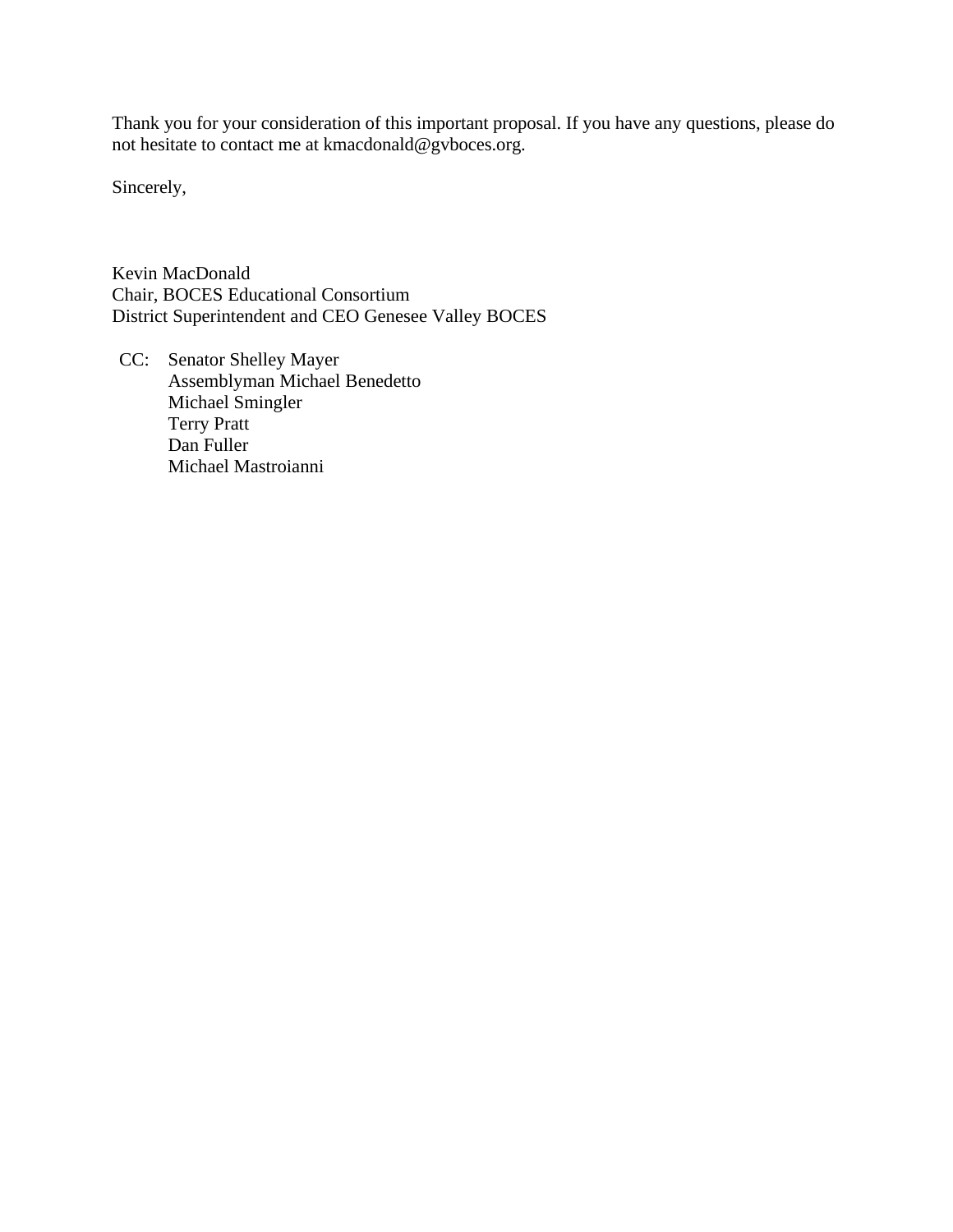Thank you for your consideration of this important proposal. If you have any questions, please do not hesitate to contact me at kmacdonald@gvboces.org.

Sincerely,

Kevin MacDonald
Chair, BOCES Educational Consortium
District Superintendent and CEO Genesee Valley BOCES

CC: Senator Shelley Mayer
Assemblyman Michael Benedetto
Michael Smingler
Terry Pratt
Dan Fuller
Michael Mastroianni